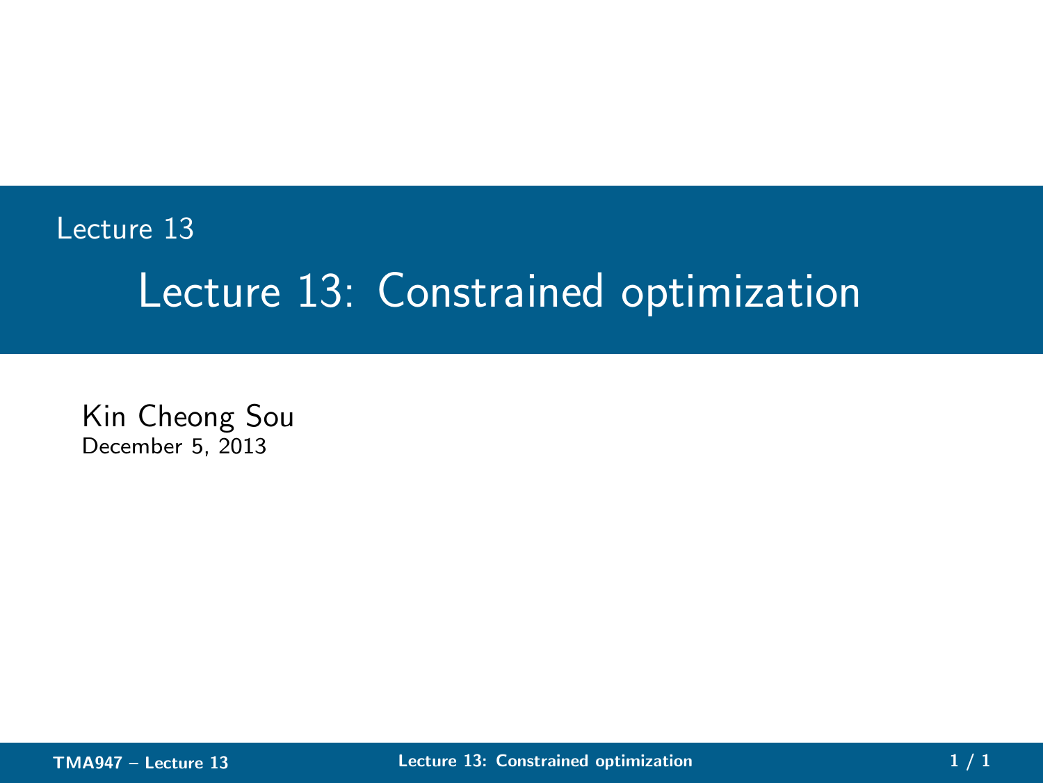Lecture 13

# Lecture 13: Constrained optimization

Kin Cheong Sou
December 5, 2013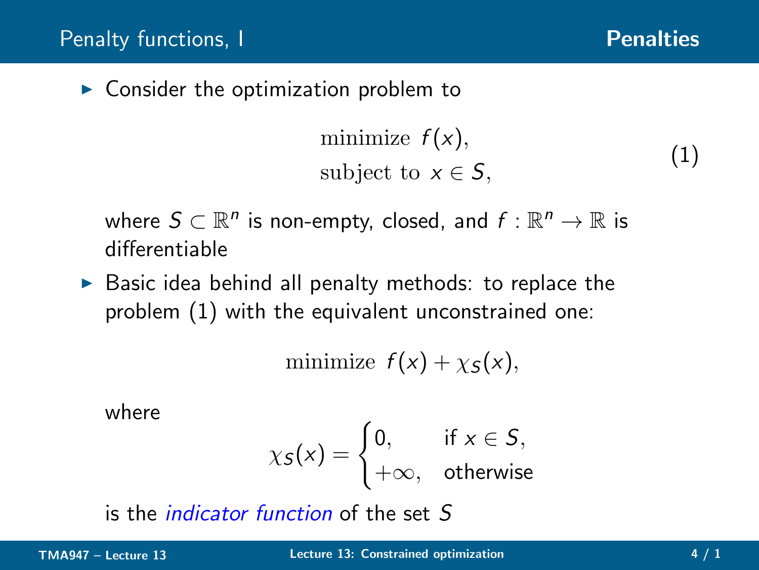## Penalty functions, I

- Consider the optimization problem to

$$
\begin{aligned}
&\text{minimize } f(x), \\
&\text{subject to } x \in S,
\end{aligned}
\tag{1}
$$

  where $S \subset \mathbb{R}^n$ is non-empty, closed, and $f : \mathbb{R}^n \to \mathbb{R}$ is differentiable

- Basic idea behind all penalty methods: to replace the problem (1) with the equivalent unconstrained one:

$$
\text{minimize } f(x) + \chi_S(x),
$$

  where

$$
\chi_S(x) = \begin{cases} 0, & \text{if } x \in S, \\ +\infty, & \text{otherwise} \end{cases}
$$

  is the *indicator function* of the set $S$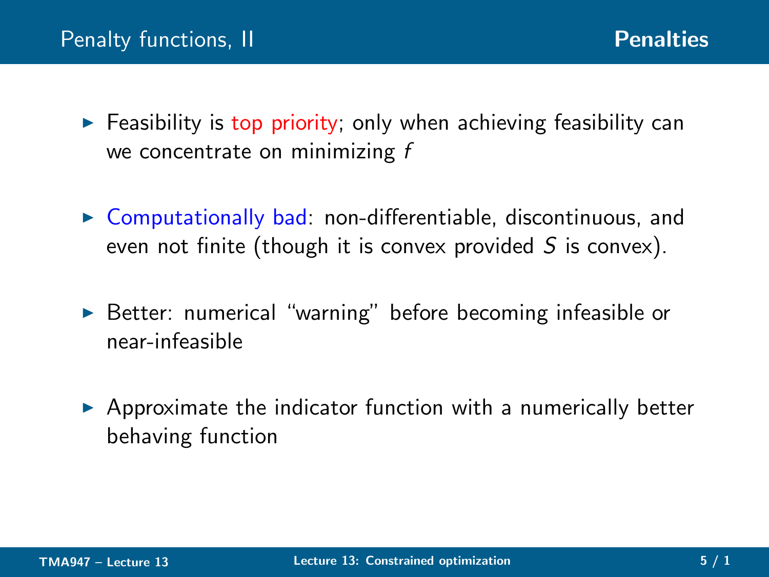## Penalty functions, II

- Feasibility is top priority; only when achieving feasibility can we concentrate on minimizing $f$
- Computationally bad: non-differentiable, discontinuous, and even not finite (though it is convex provided $S$ is convex).
- Better: numerical "warning" before becoming infeasible or near-infeasible
- Approximate the indicator function with a numerically better behaving function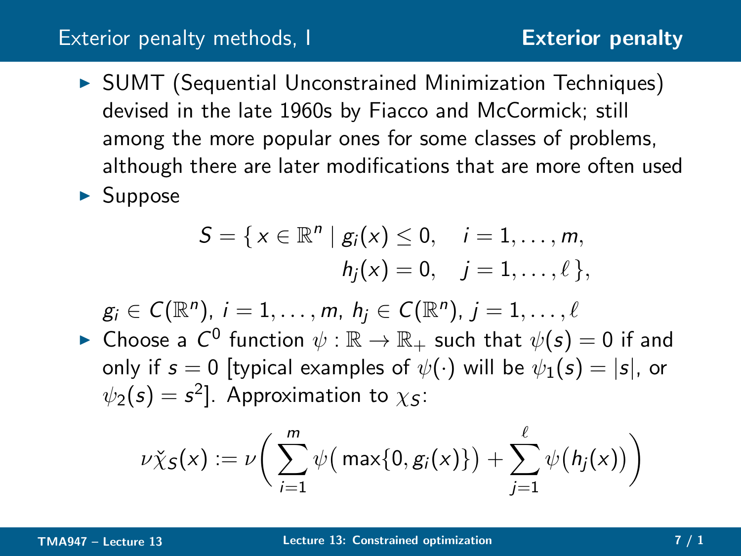## Exterior penalty methods, I

**Exterior penalty**

- SUMT (Sequential Unconstrained Minimization Techniques) devised in the late 1960s by Fiacco and McCormick; still among the more popular ones for some classes of problems, although there are later modifications that are more often used
- Suppose

$$
\begin{aligned}
S = \{\, x \in \mathbb{R}^n \mid g_i(x) \leq 0, \quad & i = 1, \ldots, m, \\
h_j(x) = 0, \quad & j = 1, \ldots, \ell \,\},
\end{aligned}
$$

  $g_i \in C(\mathbb{R}^n)$, $i = 1, \ldots, m$, $h_j \in C(\mathbb{R}^n)$, $j = 1, \ldots, \ell$

- Choose a $C^0$ function $\psi : \mathbb{R} \to \mathbb{R}_+$ such that $\psi(s) = 0$ if and only if $s = 0$ [typical examples of $\psi(\cdot)$ will be $\psi_1(s) = |s|$, or $\psi_2(s) = s^2$]. Approximation to $\chi_S$:

$$
\nu \check{\chi}_S(x) := \nu \bigg( \sum_{i=1}^{m} \psi\big( \max\{0, g_i(x)\}\big) + \sum_{j=1}^{\ell} \psi\big(h_j(x)\big) \bigg)
$$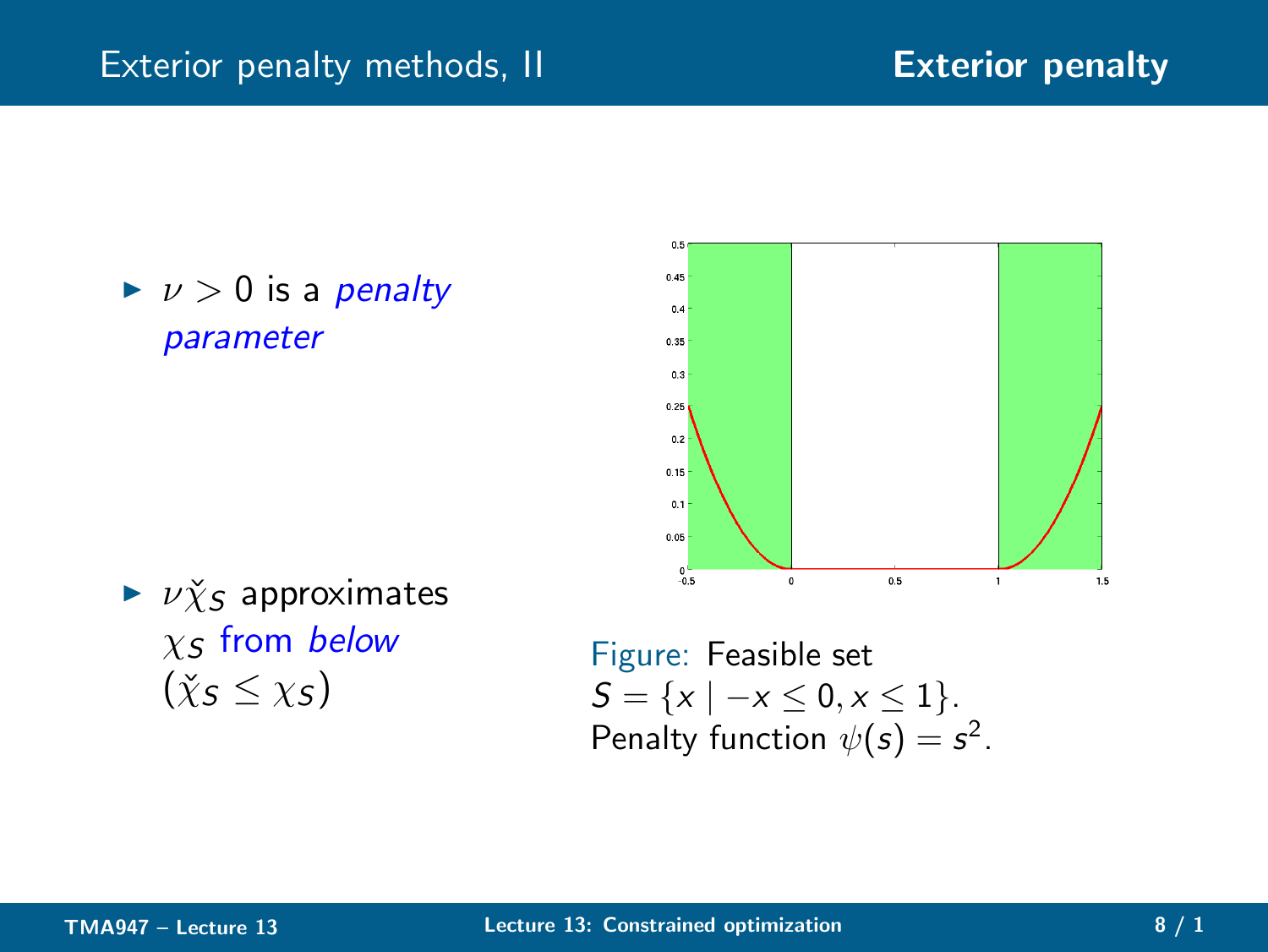## Exterior penalty methods, II

- $\nu > 0$ is a *penalty parameter*

- $\nu\check{\chi}_S$ approximates $\chi_S$ from *below* ($\check{\chi}S \leq \chi S$)

Figure: Feasible set $S = \{x \mid -x \leq 0, x \leq 1\}$. Penalty function $\psi(s) = s^2$.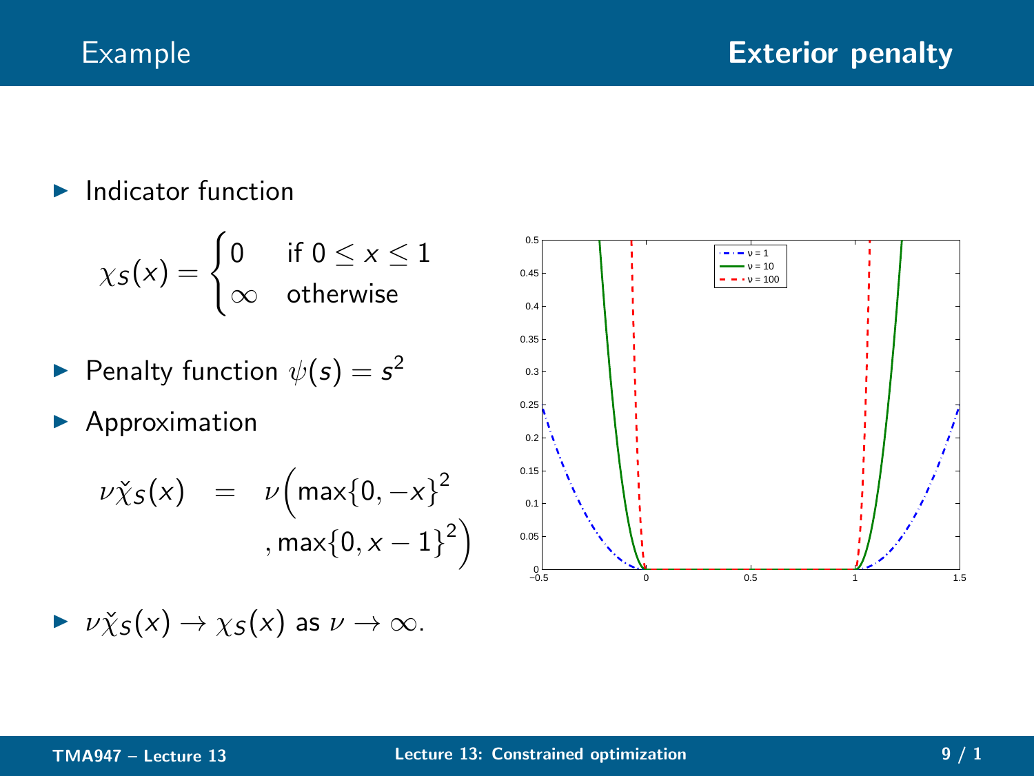## Example — Exterior penalty

- Indicator function

$$\chi_S(x) = \begin{cases} 0 & \text{if } 0 \leq x \leq 1 \\ \infty & \text{otherwise} \end{cases}$$

- Penalty function $\psi(s) = s^2$
- Approximation

$$\nu\check{\chi}_S(x) = \nu\Big(\max\{0, -x\}^2 \\ , \max\{0, x-1\}^2\Big)$$

- $\nu\check{\chi}_S(x) \to \chi_S(x)$ as $\nu \to \infty$.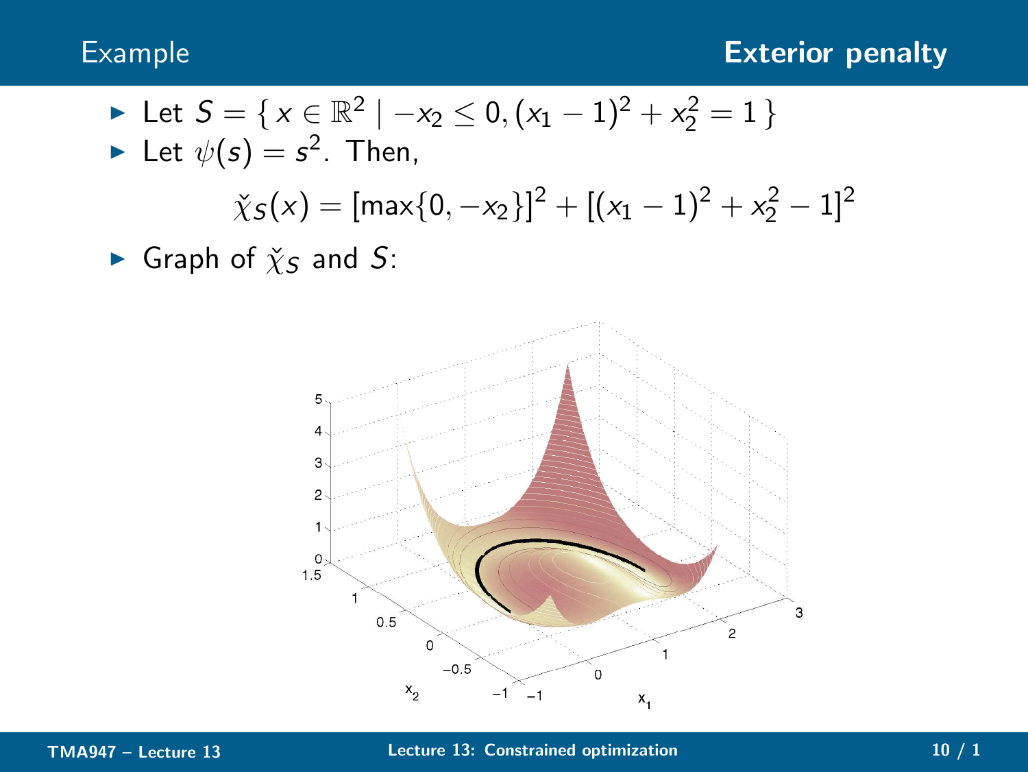## Example — Exterior penalty

- Let $S = \{ x \in \mathbb{R}^2 \mid -x_2 \leq 0, (x_1 - 1)^2 + x_2^2 = 1 \}$
- Let $\psi(s) = s^2$. Then,

$$\check{\chi}_S(x) = [\max\{0, -x_2\}]^2 + [(x_1 - 1)^2 + x_2^2 - 1]^2$$

- Graph of $\check{\chi}_S$ and $S$: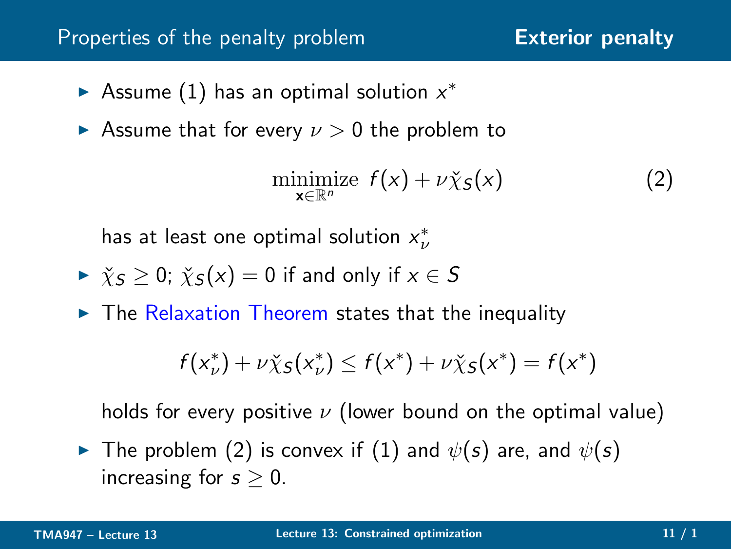## Properties of the penalty problem

**Exterior penalty**

- Assume (1) has an optimal solution $x^*$
- Assume that for every $\nu > 0$ the problem to

$$\underset{\mathbf{x} \in \mathbb{R}^n}{\text{minimize}} \ f(x) + \nu \check{\chi}_S(x) \tag{2}$$

  has at least one optimal solution $x^*_\nu$

- $\check{\chi}_S \geq 0$; $\check{\chi}_S(x) = 0$ if and only if $x \in S$
- The Relaxation Theorem states that the inequality

$$f(x^*_\nu) + \nu \check{\chi}_S(x^*_\nu) \leq f(x^*) + \nu \check{\chi}_S(x^*) = f(x^*)$$

  holds for every positive $\nu$ (lower bound on the optimal value)

- The problem (2) is convex if (1) and $\psi(s)$ are, and $\psi(s)$ increasing for $s \geq 0$.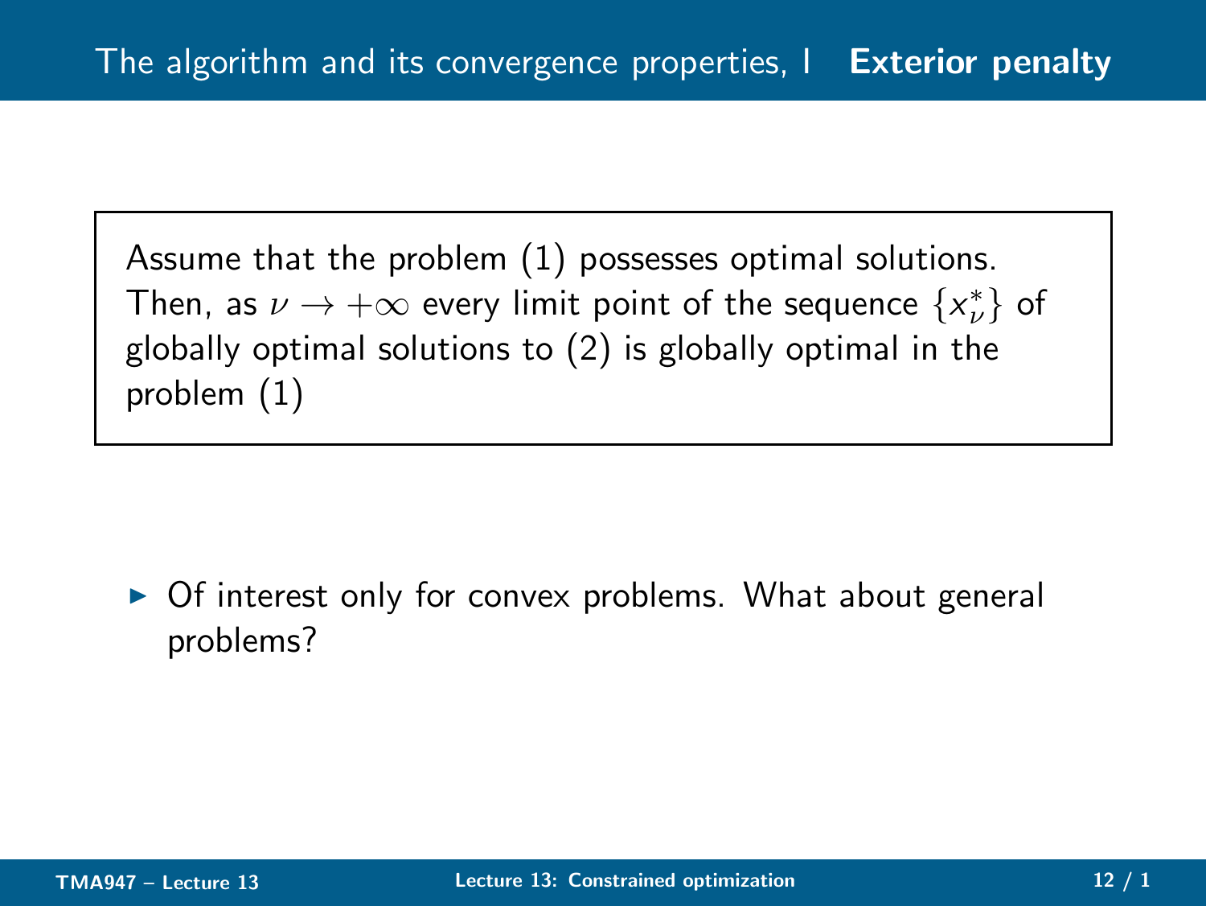# The algorithm and its convergence properties, I — Exterior penalty

Assume that the problem (1) possesses optimal solutions. Then, as $\nu \to +\infty$ every limit point of the sequence $\{x_\nu^*\}$ of globally optimal solutions to (2) is globally optimal in the problem (1)

- Of interest only for convex problems. What about general problems?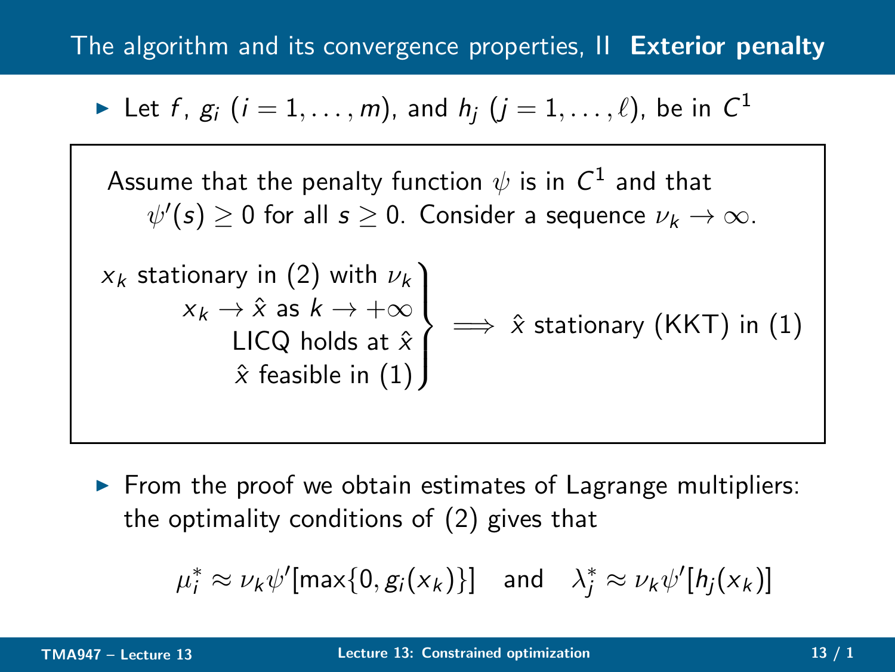## The algorithm and its convergence properties, II **Exterior penalty**

- Let $f$, $g_i$ $(i = 1, \ldots, m)$, and $h_j$ $(j = 1, \ldots, \ell)$, be in $C^1$

> Assume that the penalty function $\psi$ is in $C^1$ and that $\psi'(s) \geq 0$ for all $s \geq 0$. Consider a sequence $\nu_k \to \infty$.
>
> $$\left.\begin{array}{r} x_k \text{ stationary in (2) with } \nu_k \\ x_k \to \hat{x} \text{ as } k \to +\infty \\ \text{LICQ holds at } \hat{x} \\ \hat{x} \text{ feasible in (1)} \end{array}\right\} \implies \hat{x} \text{ stationary (KKT) in (1)}$$

- From the proof we obtain estimates of Lagrange multipliers: the optimality conditions of (2) gives that

$$\mu_i^* \approx \nu_k \psi'[\max\{0, g_i(x_k)\}] \quad \text{and} \quad \lambda_j^* \approx \nu_k \psi'[h_j(x_k)]$$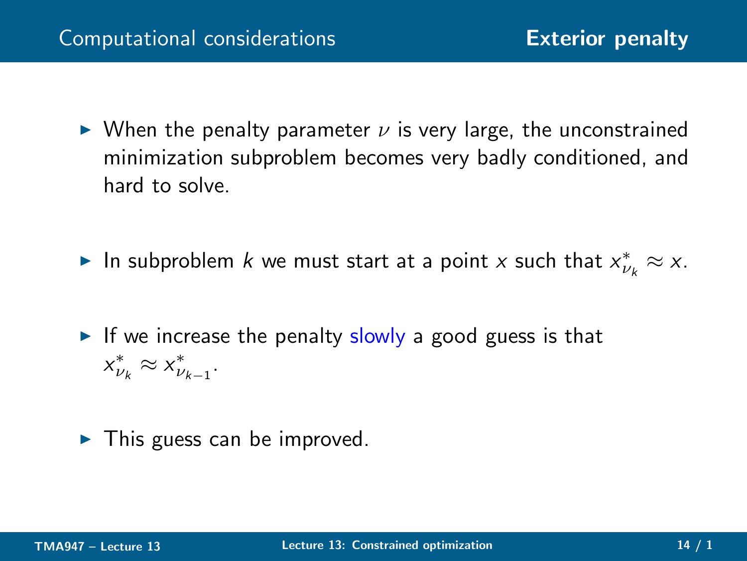## Computational considerations — Exterior penalty

- When the penalty parameter $\nu$ is very large, the unconstrained minimization subproblem becomes very badly conditioned, and hard to solve.

- In subproblem $k$ we must start at a point $x$ such that $x^*_{\nu_k} \approx x$.

- If we increase the penalty slowly a good guess is that $x^*_{\nu_k} \approx x^*_{\nu_{k-1}}$.

- This guess can be improved.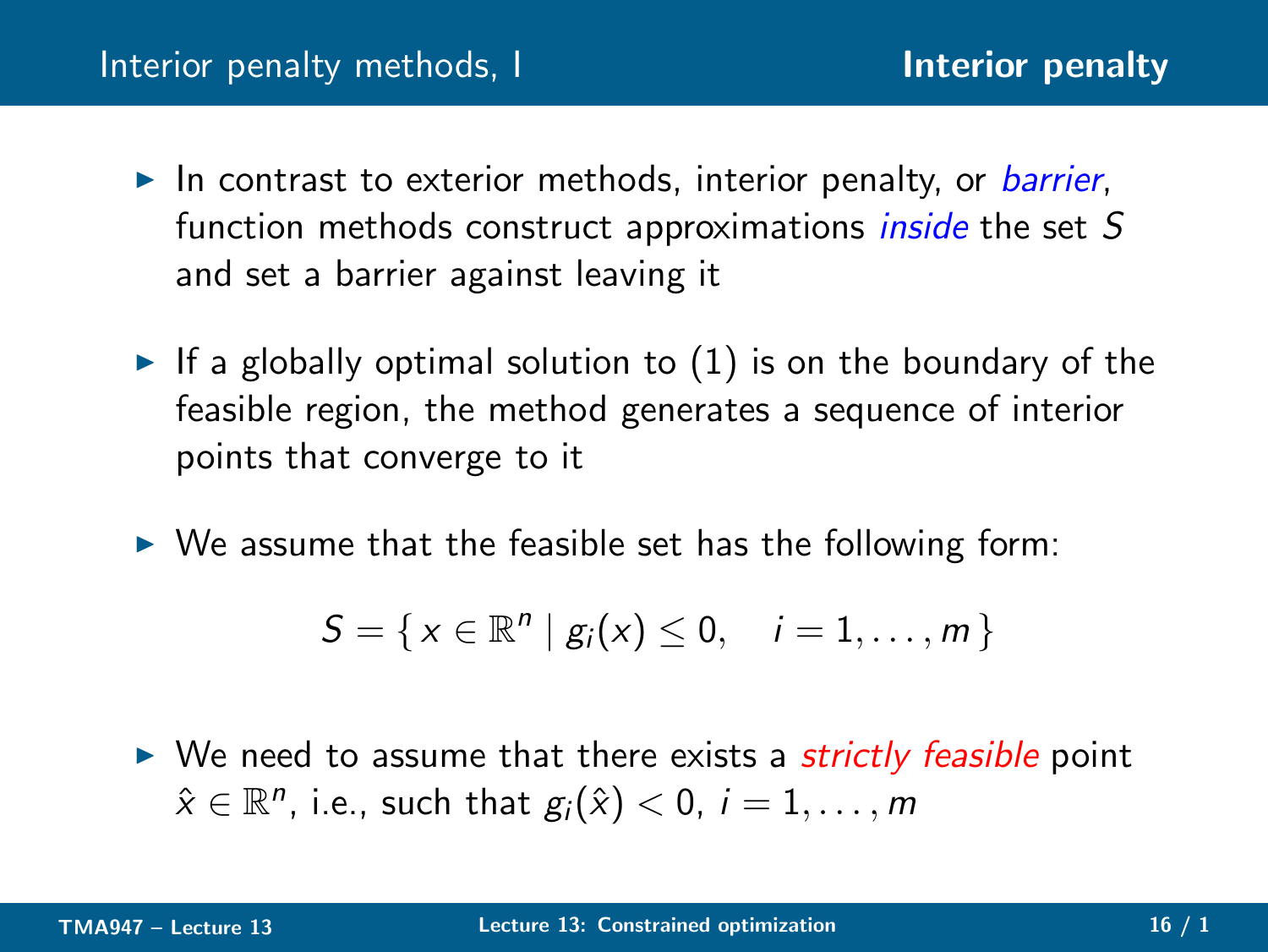## Interior penalty methods, I

- In contrast to exterior methods, interior penalty, or *barrier*, function methods construct approximations *inside* the set $S$ and set a barrier against leaving it

- If a globally optimal solution to (1) is on the boundary of the feasible region, the method generates a sequence of interior points that converge to it

- We assume that the feasible set has the following form:

$$S = \{ x \in \mathbb{R}^n \mid g_i(x) \leq 0, \quad i = 1, \ldots, m \}$$

- We need to assume that there exists a *strictly feasible* point $\hat{x} \in \mathbb{R}^n$, i.e., such that $g_i(\hat{x}) < 0$, $i = 1, \ldots, m$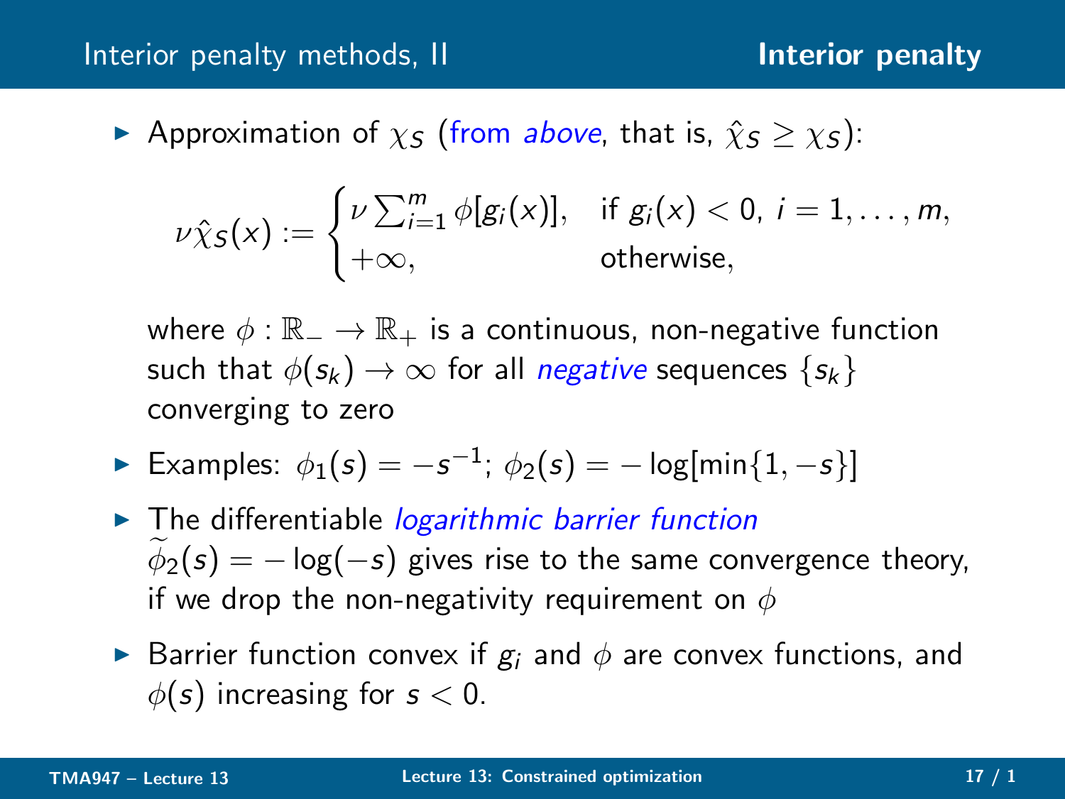## Interior penalty methods, II

- Approximation of $\chi_S$ (from *above*, that is, $\hat{\chi}_S \geq \chi_S$):

$$\nu\hat{\chi}_S(x) := \begin{cases} \nu \sum_{i=1}^{m} \phi[g_i(x)], & \text{if } g_i(x) < 0,\ i = 1, \ldots, m, \\ +\infty, & \text{otherwise,} \end{cases}$$

  where $\phi : \mathbb{R}_- \to \mathbb{R}_+$ is a continuous, non-negative function such that $\phi(s_k) \to \infty$ for all *negative* sequences $\{s_k\}$ converging to zero

- Examples: $\phi_1(s) = -s^{-1}$; $\phi_2(s) = -\log[\min\{1, -s\}]$
- The differentiable *logarithmic barrier function* $\widetilde{\phi}_2(s) = -\log(-s)$ gives rise to the same convergence theory, if we drop the non-negativity requirement on $\phi$
- Barrier function convex if $g_i$ and $\phi$ are convex functions, and $\phi(s)$ increasing for $s < 0$.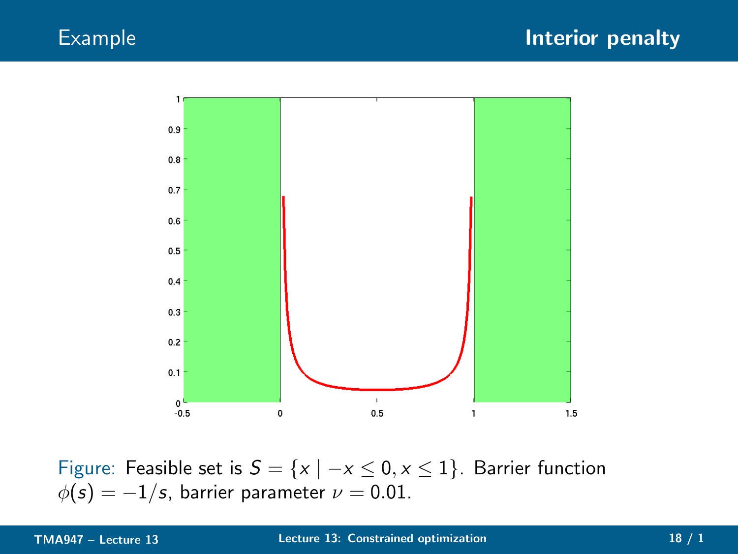# Example

## Interior penalty

Figure: Feasible set is $S = \{x \mid -x \leq 0, x \leq 1\}$. Barrier function $\phi(s) = -1/s$, barrier parameter $\nu = 0.01$.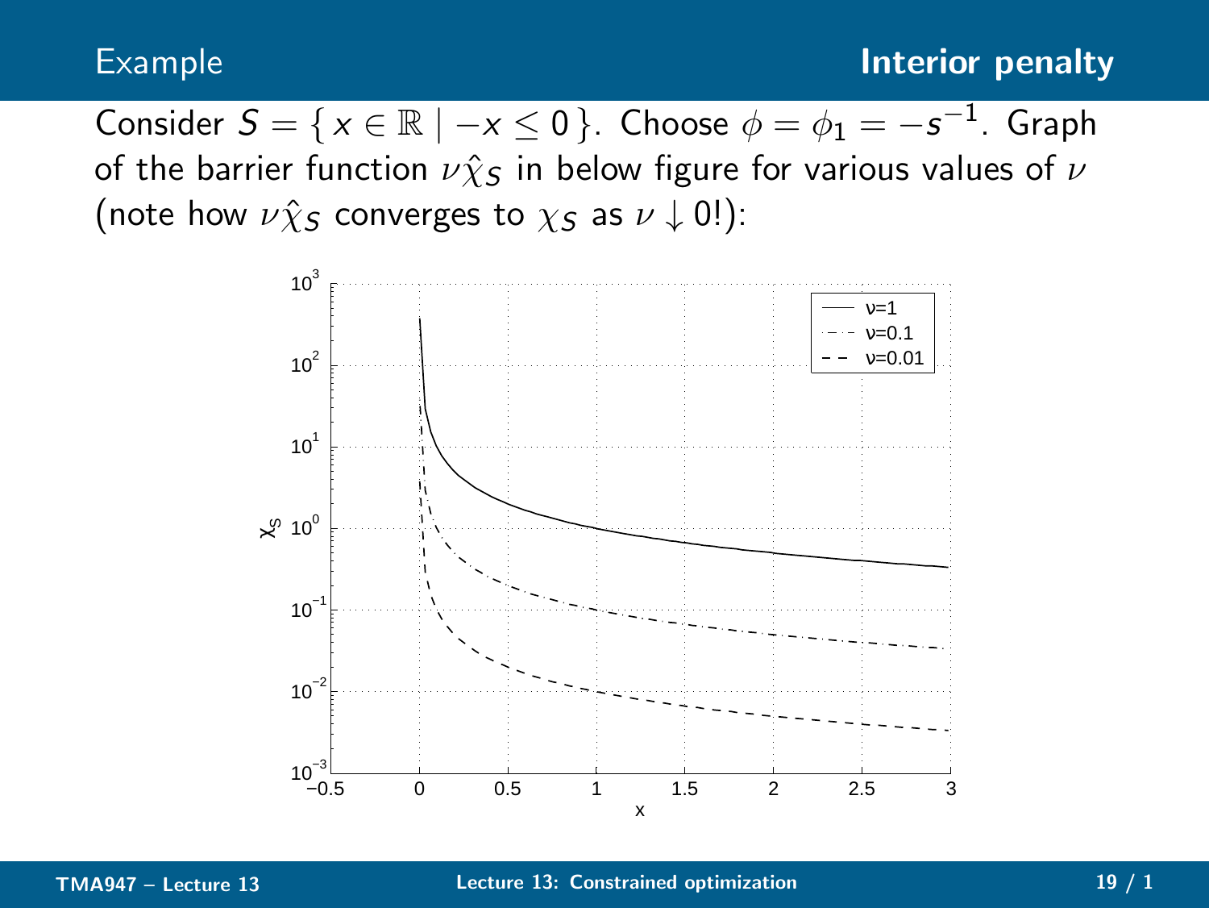## Example — Interior penalty

Consider $S = \{ x \in \mathbb{R} \mid -x \leq 0 \}$. Choose $\phi = \phi_1 = -s^{-1}$. Graph of the barrier function $\nu \hat{\chi}_S$ in below figure for various values of $\nu$ (note how $\nu \hat{\chi}_S$ converges to $\chi_S$ as $\nu \downarrow 0$!):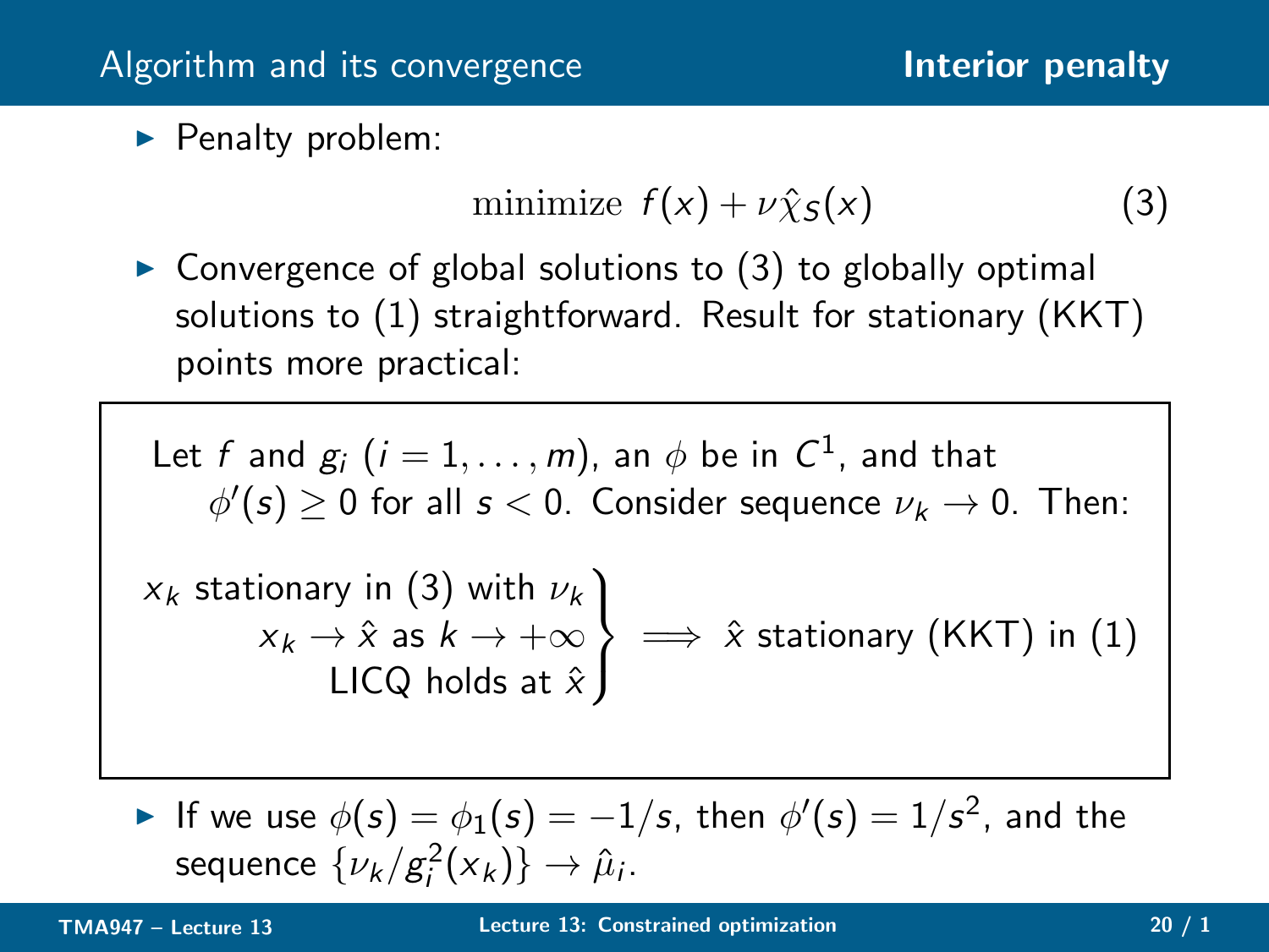## Algorithm and its convergence

### Interior penalty

- Penalty problem:

$$\text{minimize } f(x) + \nu\hat{\chi}_S(x) \tag{3}$$

- Convergence of global solutions to (3) to globally optimal solutions to (1) straightforward. Result for stationary (KKT) points more practical:

> Let $f$ and $g_i$ ($i = 1, \ldots, m$), an $\phi$ be in $C^1$, and that $\phi'(s) \geq 0$ for all $s < 0$. Consider sequence $\nu_k \to 0$. Then:
>
> $$\left.\begin{array}{r} x_k \text{ stationary in (3) with } \nu_k \\ x_k \to \hat{x} \text{ as } k \to +\infty \\ \text{LICQ holds at } \hat{x} \end{array}\right\} \implies \hat{x} \text{ stationary (KKT) in (1)}$$

- If we use $\phi(s) = \phi_1(s) = -1/s$, then $\phi'(s) = 1/s^2$, and the sequence $\{\nu_k/g_i^2(x_k)\} \to \hat{\mu}_i$.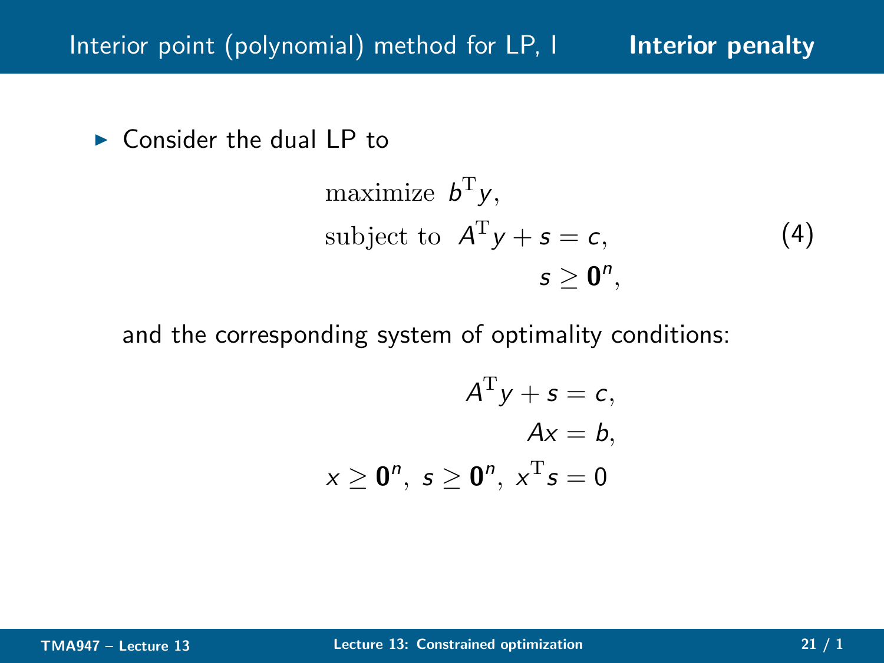## Interior point (polynomial) method for LP, I — Interior penalty

- Consider the dual LP to

$$
\begin{aligned}
&\text{maximize } \; b^{\mathrm{T}} y, \\
&\text{subject to } \; A^{\mathrm{T}} y + s = c, \\
&\qquad\qquad\qquad\quad s \geq \mathbf{0}^n,
\end{aligned}
\tag{4}
$$

and the corresponding system of optimality conditions:

$$
\begin{aligned}
A^{\mathrm{T}} y + s &= c, \\
Ax &= b, \\
x \geq \mathbf{0}^n, \; s \geq \mathbf{0}^n, \; x^{\mathrm{T}} s &= 0
\end{aligned}
$$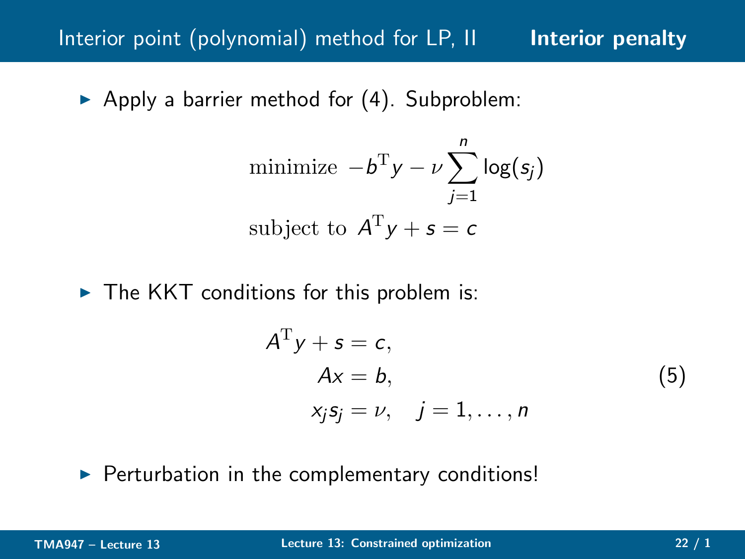## Interior point (polynomial) method for LP, II — Interior penalty

- Apply a barrier method for (4). Subproblem:

$$\begin{aligned}
&\text{minimize } -b^{\mathrm{T}}y - \nu \sum_{j=1}^{n} \log(s_j) \\
&\text{subject to } A^{\mathrm{T}}y + s = c
\end{aligned}$$

- The KKT conditions for this problem is:

$$\begin{aligned}
A^{\mathrm{T}}y + s &= c, \\
Ax &= b, \qquad\qquad (5) \\
x_j s_j &= \nu, \quad j = 1, \ldots, n
\end{aligned}$$

- Perturbation in the complementary conditions!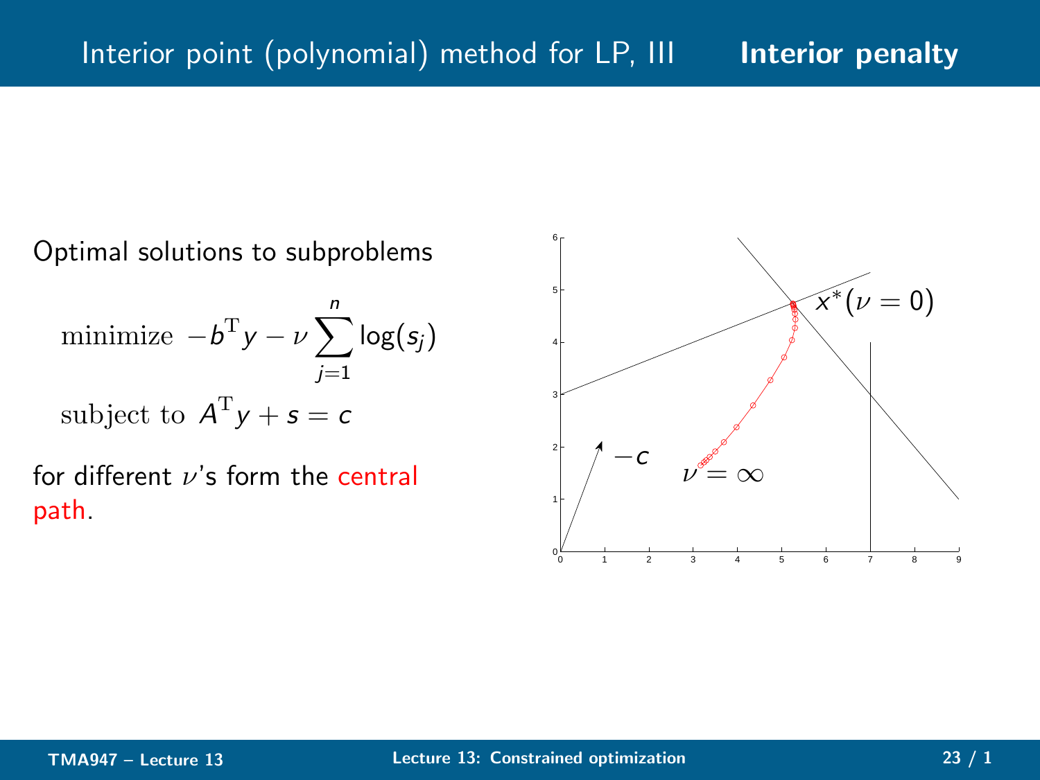## Interior point (polynomial) method for LP, III — Interior penalty

Optimal solutions to subproblems

$$\text{minimize } -b^{\mathrm{T}}y - \nu \sum_{j=1}^{n} \log(s_j)$$
$$\text{subject to } A^{\mathrm{T}}y + s = c$$

for different $\nu$'s form the central path.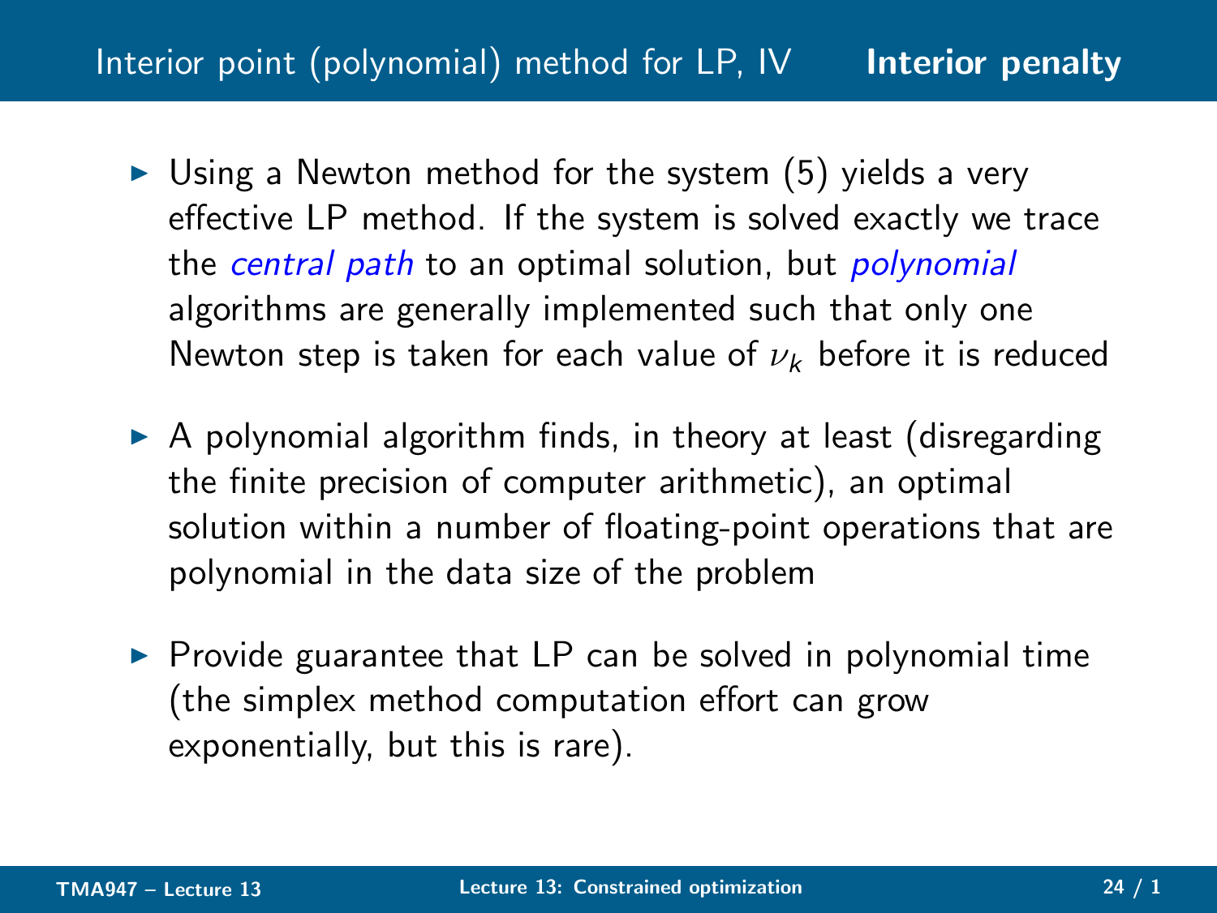## Interior point (polynomial) method for LP, IV — Interior penalty

- Using a Newton method for the system (5) yields a very effective LP method. If the system is solved exactly we trace the *central path* to an optimal solution, but *polynomial* algorithms are generally implemented such that only one Newton step is taken for each value of $\nu_k$ before it is reduced

- A polynomial algorithm finds, in theory at least (disregarding the finite precision of computer arithmetic), an optimal solution within a number of floating-point operations that are polynomial in the data size of the problem

- Provide guarantee that LP can be solved in polynomial time (the simplex method computation effort can grow exponentially, but this is rare).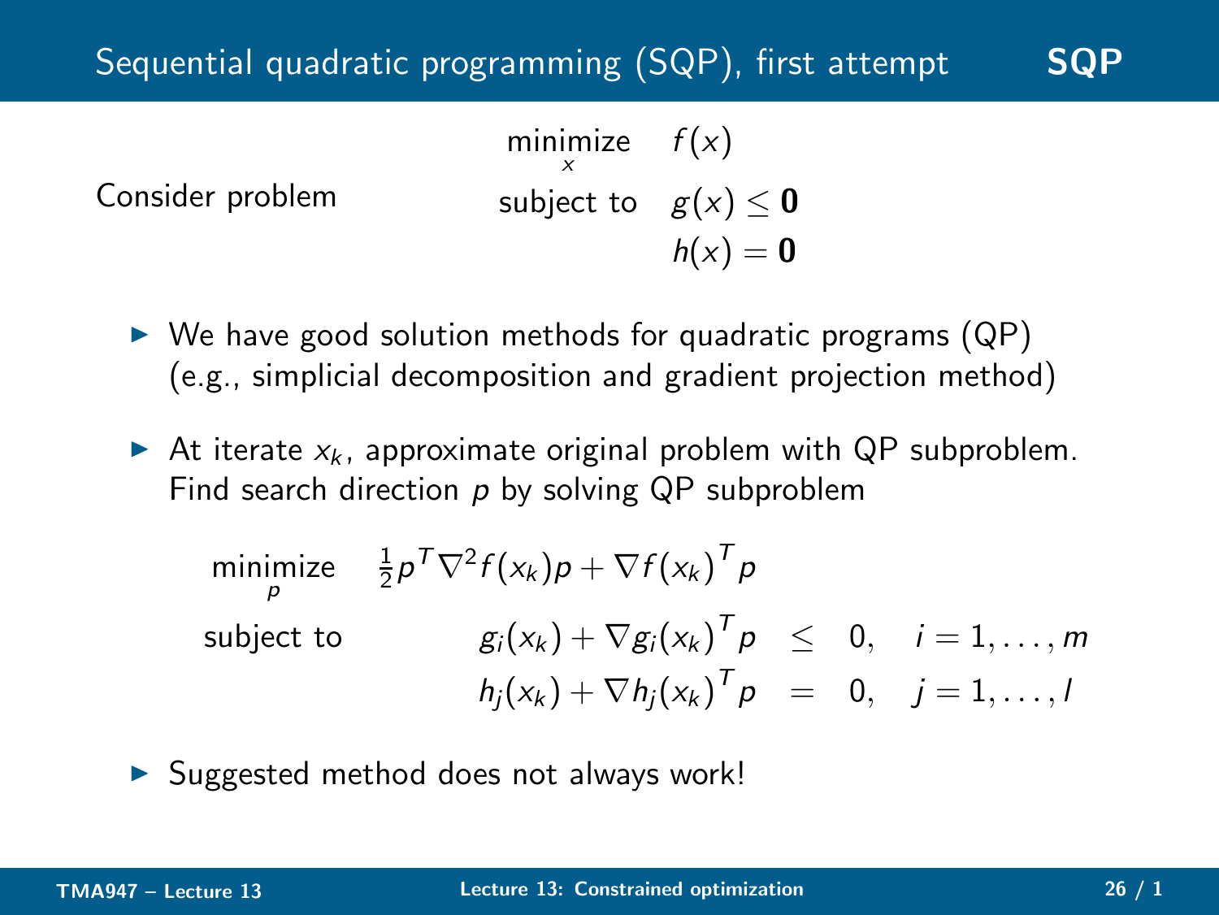## Sequential quadratic programming (SQP), first attempt

Consider problem

$$
\begin{aligned}
\underset{x}{\text{minimize}} \quad & f(x) \\
\text{subject to} \quad & g(x) \leq \mathbf{0} \\
& h(x) = \mathbf{0}
\end{aligned}
$$

- We have good solution methods for quadratic programs (QP) (e.g., simplicial decomposition and gradient projection method)

- At iterate $x_k$, approximate original problem with QP subproblem. Find search direction $p$ by solving QP subproblem

$$
\begin{aligned}
\underset{p}{\text{minimize}} \quad & \tfrac{1}{2} p^T \nabla^2 f(x_k) p + \nabla f(x_k)^T p \\
\text{subject to} \quad & g_i(x_k) + \nabla g_i(x_k)^T p \leq 0, \quad i = 1, \ldots, m \\
& h_j(x_k) + \nabla h_j(x_k)^T p = 0, \quad j = 1, \ldots, l
\end{aligned}
$$

- Suggested method does not always work!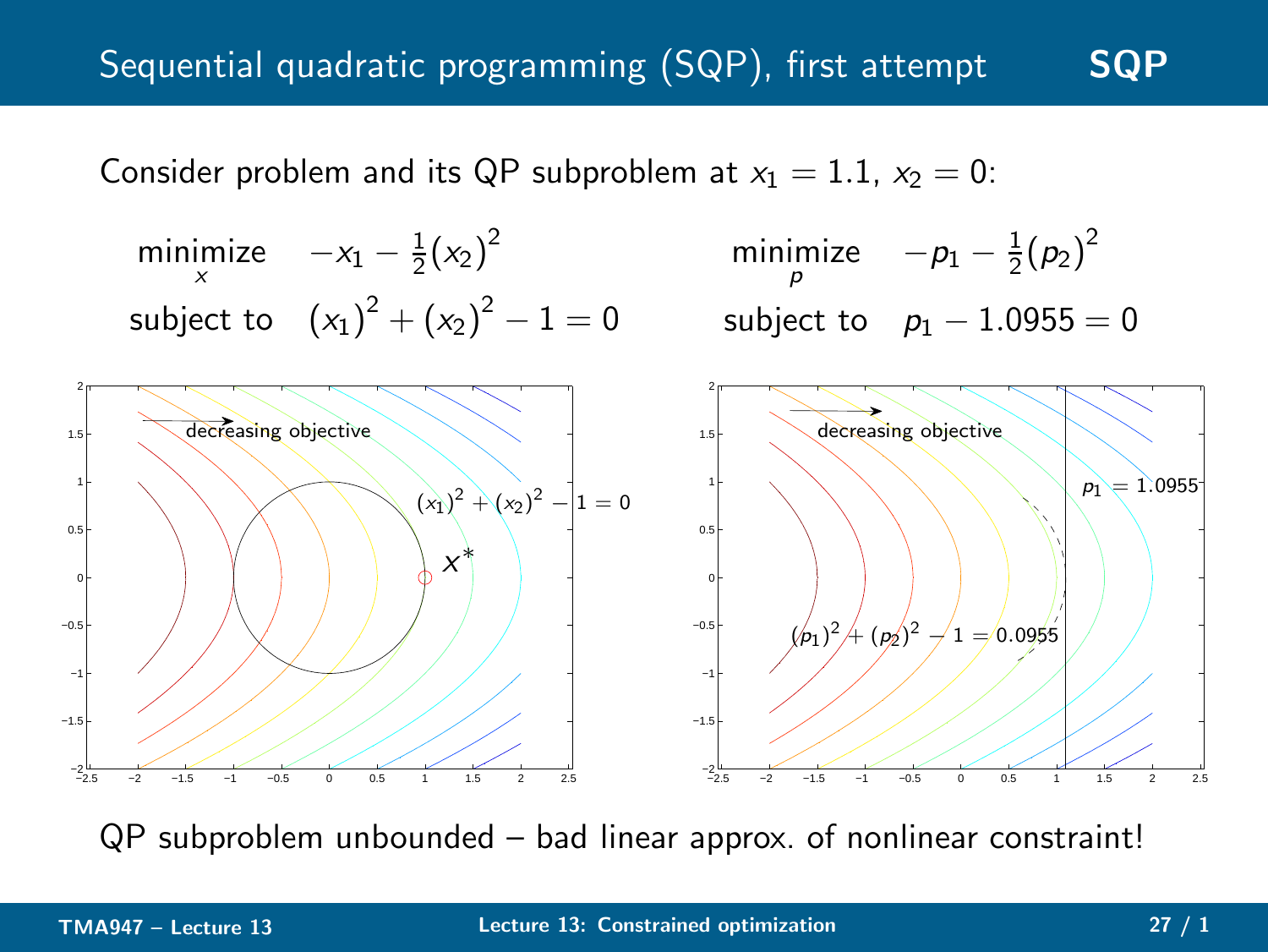# Sequential quadratic programming (SQP), first attempt

Consider problem and its QP subproblem at $x_1 = 1.1$, $x_2 = 0$:

$$
\begin{aligned}
\underset{x}{\text{minimize}} \quad & -x_1 - \tfrac{1}{2}(x_2)^2 \\
\text{subject to} \quad & (x_1)^2 + (x_2)^2 - 1 = 0
\end{aligned}
\qquad\qquad
\begin{aligned}
\underset{p}{\text{minimize}} \quad & -p_1 - \tfrac{1}{2}(p_2)^2 \\
\text{subject to} \quad & p_1 - 1.0955 = 0
\end{aligned}
$$

QP subproblem unbounded – bad linear approx. of nonlinear constraint!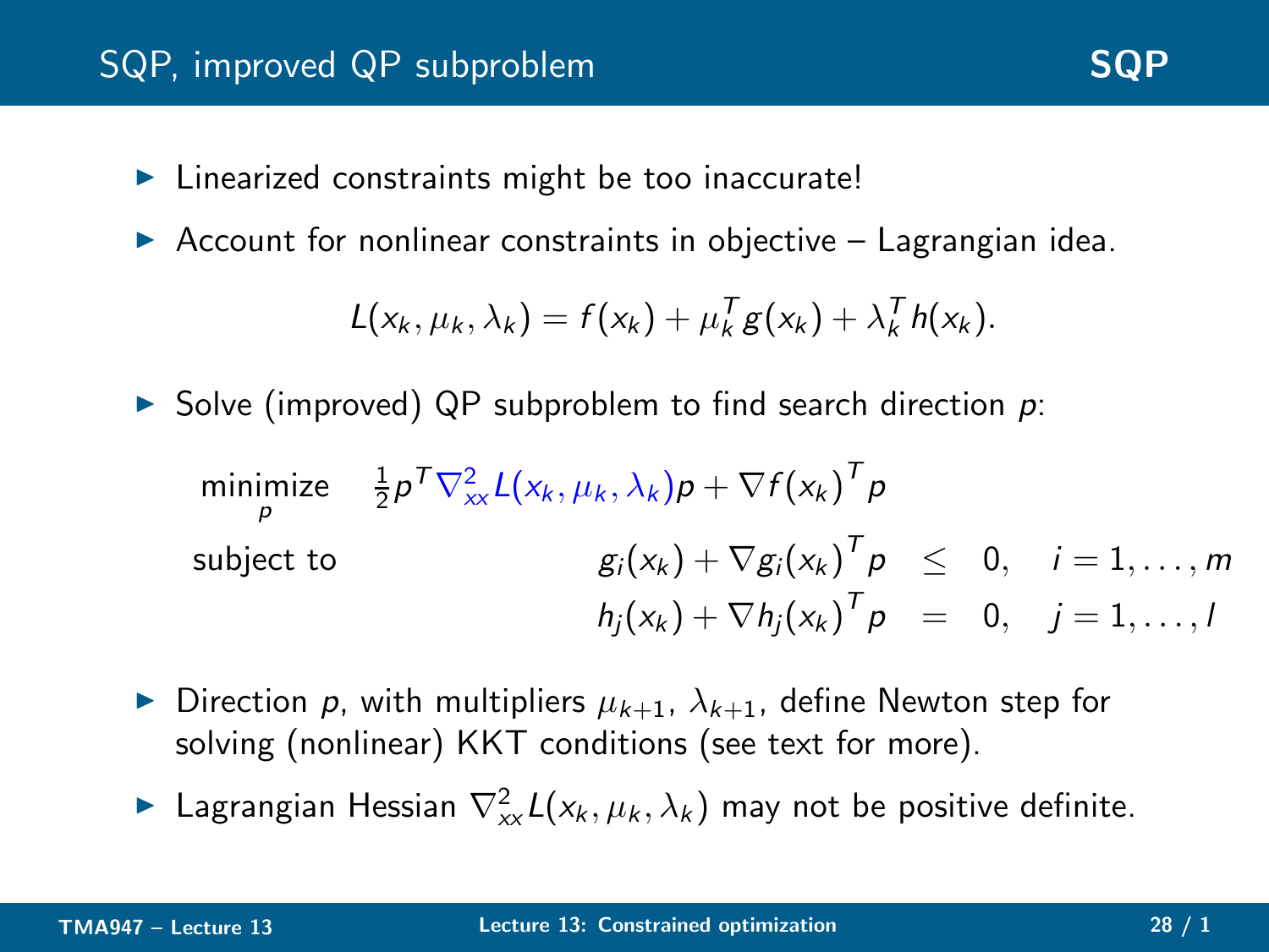## SQP, improved QP subproblem

- Linearized constraints might be too inaccurate!
- Account for nonlinear constraints in objective – Lagrangian idea.

$$L(x_k, \mu_k, \lambda_k) = f(x_k) + \mu_k^T g(x_k) + \lambda_k^T h(x_k).$$

- Solve (improved) QP subproblem to find search direction $p$:

$$\begin{aligned}
\underset{p}{\text{minimize}} \quad & \tfrac{1}{2} p^T \nabla_{xx}^2 L(x_k, \mu_k, \lambda_k) p + \nabla f(x_k)^T p \\
\text{subject to} \quad & g_i(x_k) + \nabla g_i(x_k)^T p \leq 0, \quad i = 1, \ldots, m \\
& h_j(x_k) + \nabla h_j(x_k)^T p = 0, \quad j = 1, \ldots, l
\end{aligned}$$

- Direction $p$, with multipliers $\mu_{k+1}$, $\lambda_{k+1}$, define Newton step for solving (nonlinear) KKT conditions (see text for more).
- Lagrangian Hessian $\nabla_{xx}^2 L(x_k, \mu_k, \lambda_k)$ may not be positive definite.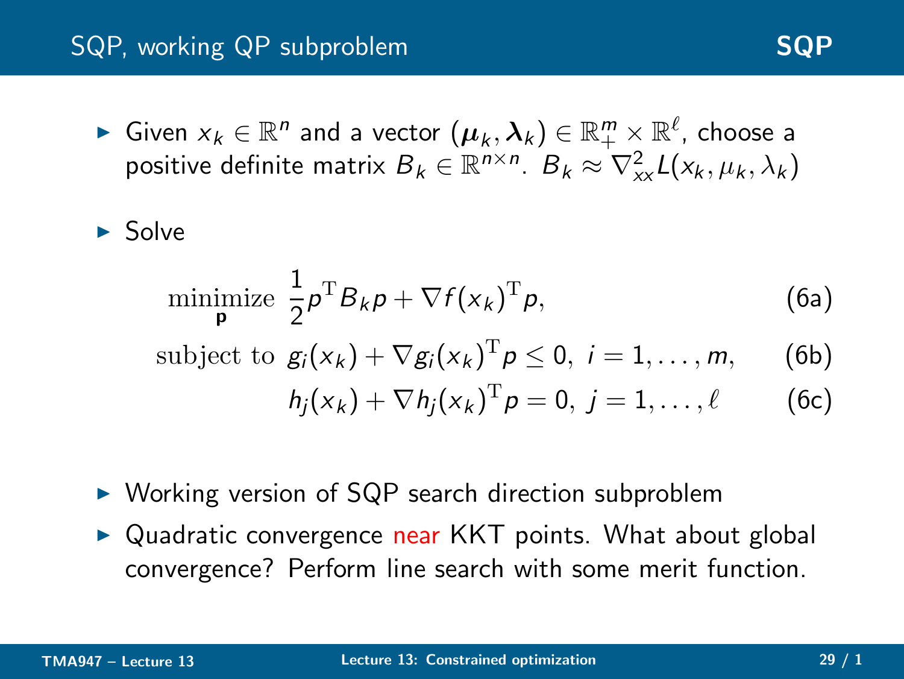## SQP, working QP subproblem

- Given $x_k \in \mathbb{R}^n$ and a vector $(\boldsymbol{\mu}_k, \boldsymbol{\lambda}_k) \in \mathbb{R}^m_+ \times \mathbb{R}^\ell$, choose a positive definite matrix $B_k \in \mathbb{R}^{n \times n}$. $B_k \approx \nabla^2_{xx} L(x_k, \mu_k, \lambda_k)$

- Solve

$$
\begin{aligned}
\underset{\mathbf{p}}{\text{minimize}} \;\; & \frac{1}{2} p^{\mathrm{T}} B_k p + \nabla f(x_k)^{\mathrm{T}} p, && \text{(6a)} \\
\text{subject to} \;\; & g_i(x_k) + \nabla g_i(x_k)^{\mathrm{T}} p \leq 0, \; i = 1, \ldots, m, && \text{(6b)} \\
& h_j(x_k) + \nabla h_j(x_k)^{\mathrm{T}} p = 0, \; j = 1, \ldots, \ell && \text{(6c)}
\end{aligned}
$$

- Working version of SQP search direction subproblem
- Quadratic convergence near KKT points. What about global convergence? Perform line search with some merit function.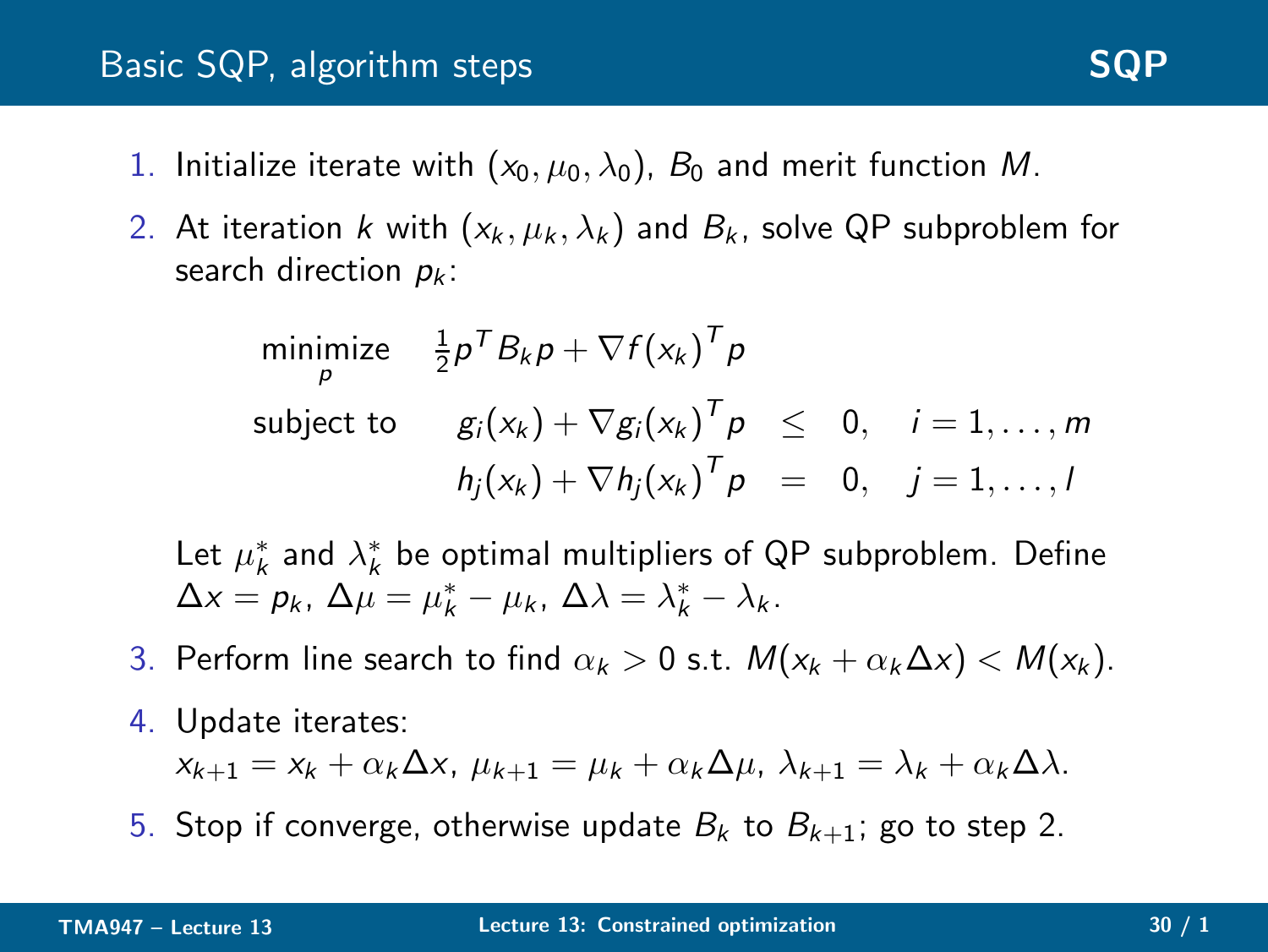## Basic SQP, algorithm steps

1. Initialize iterate with $(x_0, \mu_0, \lambda_0)$, $B_0$ and merit function $M$.
2. At iteration $k$ with $(x_k, \mu_k, \lambda_k)$ and $B_k$, solve QP subproblem for search direction $p_k$:

$$
\begin{array}{lrcll}
\underset{p}{\text{minimize}} & \frac{1}{2}p^T B_k p + \nabla f(x_k)^T p & & & \\
\text{subject to} & g_i(x_k) + \nabla g_i(x_k)^T p & \leq & 0, & i = 1, \ldots, m \\
& h_j(x_k) + \nabla h_j(x_k)^T p & = & 0, & j = 1, \ldots, l
\end{array}
$$

   Let $\mu_k^*$ and $\lambda_k^*$ be optimal multipliers of QP subproblem. Define $\Delta x = p_k$, $\Delta\mu = \mu_k^* - \mu_k$, $\Delta\lambda = \lambda_k^* - \lambda_k$.

3. Perform line search to find $\alpha_k > 0$ s.t. $M(x_k + \alpha_k \Delta x) < M(x_k)$.
4. Update iterates:
   $x_{k+1} = x_k + \alpha_k \Delta x$, $\mu_{k+1} = \mu_k + \alpha_k \Delta\mu$, $\lambda_{k+1} = \lambda_k + \alpha_k \Delta\lambda$.
5. Stop if converge, otherwise update $B_k$ to $B_{k+1}$; go to step 2.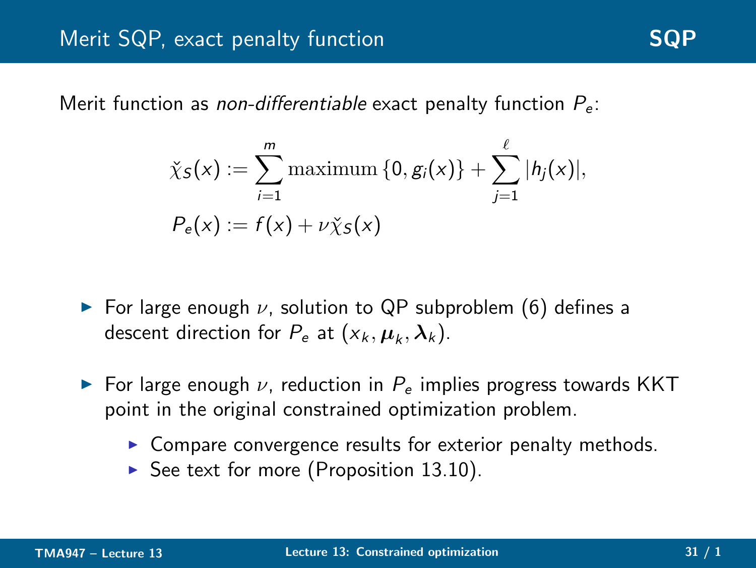## Merit SQP, exact penalty function

Merit function as *non-differentiable* exact penalty function $P_e$:

$$\check{\chi}_S(x) := \sum_{i=1}^{m} \text{maximum}\,\{0, g_i(x)\} + \sum_{j=1}^{\ell} |h_j(x)|,$$

$$P_e(x) := f(x) + \nu \check{\chi}_S(x)$$

- For large enough $\nu$, solution to QP subproblem (6) defines a descent direction for $P_e$ at $(x_k, \boldsymbol{\mu}_k, \boldsymbol{\lambda}_k)$.
- For large enough $\nu$, reduction in $P_e$ implies progress towards KKT point in the original constrained optimization problem.
  - Compare convergence results for exterior penalty methods.
  - See text for more (Proposition 13.10).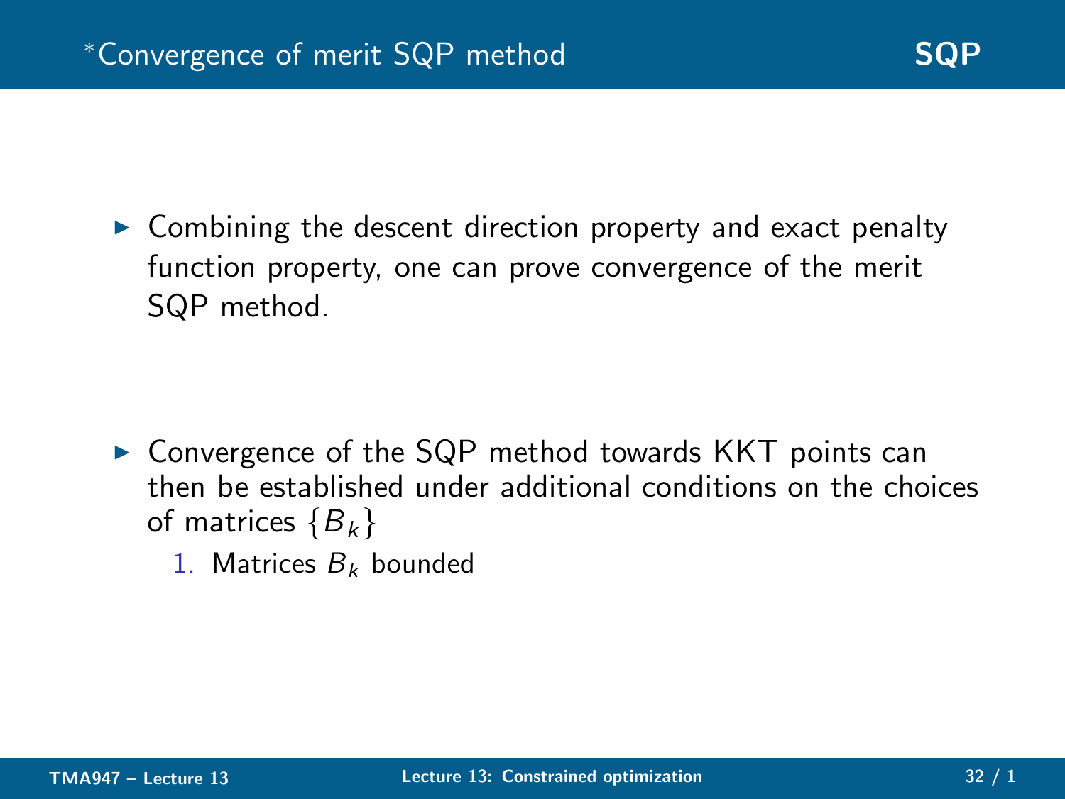# *Convergence of merit SQP method

- Combining the descent direction property and exact penalty function property, one can prove convergence of the merit SQP method.

- Convergence of the SQP method towards KKT points can then be established under additional conditions on the choices of matrices $\{B_k\}$
  1. Matrices $B_k$ bounded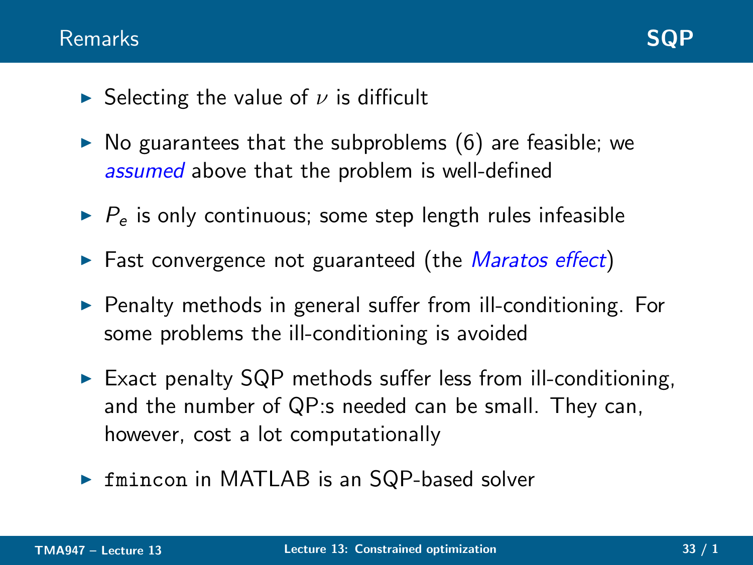## Remarks

- Selecting the value of $\nu$ is difficult
- No guarantees that the subproblems (6) are feasible; we *assumed* above that the problem is well-defined
- $P_e$ is only continuous; some step length rules infeasible
- Fast convergence not guaranteed (the *Maratos effect*)
- Penalty methods in general suffer from ill-conditioning. For some problems the ill-conditioning is avoided
- Exact penalty SQP methods suffer less from ill-conditioning, and the number of QP:s needed can be small. They can, however, cost a lot computationally
- `fmincon` in MATLAB is an SQP-based solver